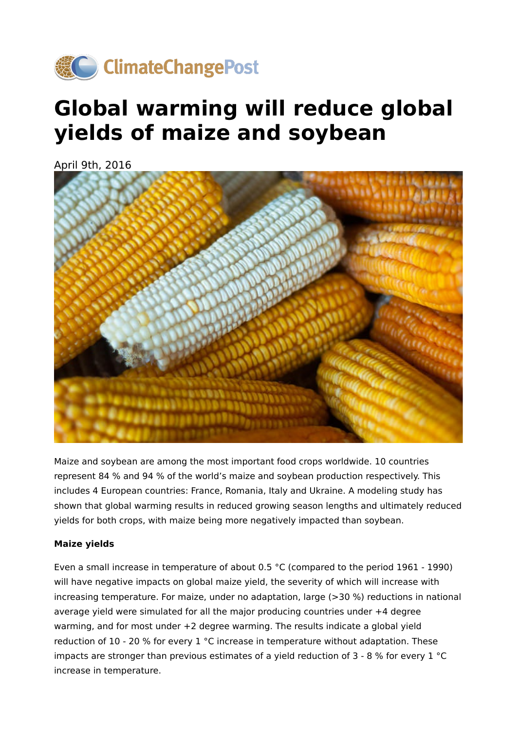# Global warming will reduce global yields of maize and soybean

April 9th, 2016

Maize and soybean are among the most important food crops worldwide. 10 countries represent 84 % and 94 % of the world's maize and soybean production respectively. This includes 4 European countries: France, Romania, Italy and Ukraine. A modeling study has shown that global warming results in reduced growing season lengths and ultimately reduced yields for both crops, with maize being more negatively impacted than soybean.

**Maize yields**

Even a small increase in temperature of about 0.5 °C (compared to the period 1961 - 1990) will have negative impacts on global maize yield, the severity of which will increase with increasing temperature. For maize, under no adaptation, large (>30 %) reductions in national average yield were simulated for all the major producing countries under +4 degree warming, and for most under +2 degree warming. The results indicate a global yield reduction of 10 - 20 % for every 1 °C increase in temperature without adaptation. These impacts are stronger than previous estimates of a yield reduction of 3 - 8 % for every 1 °C increase in temperature.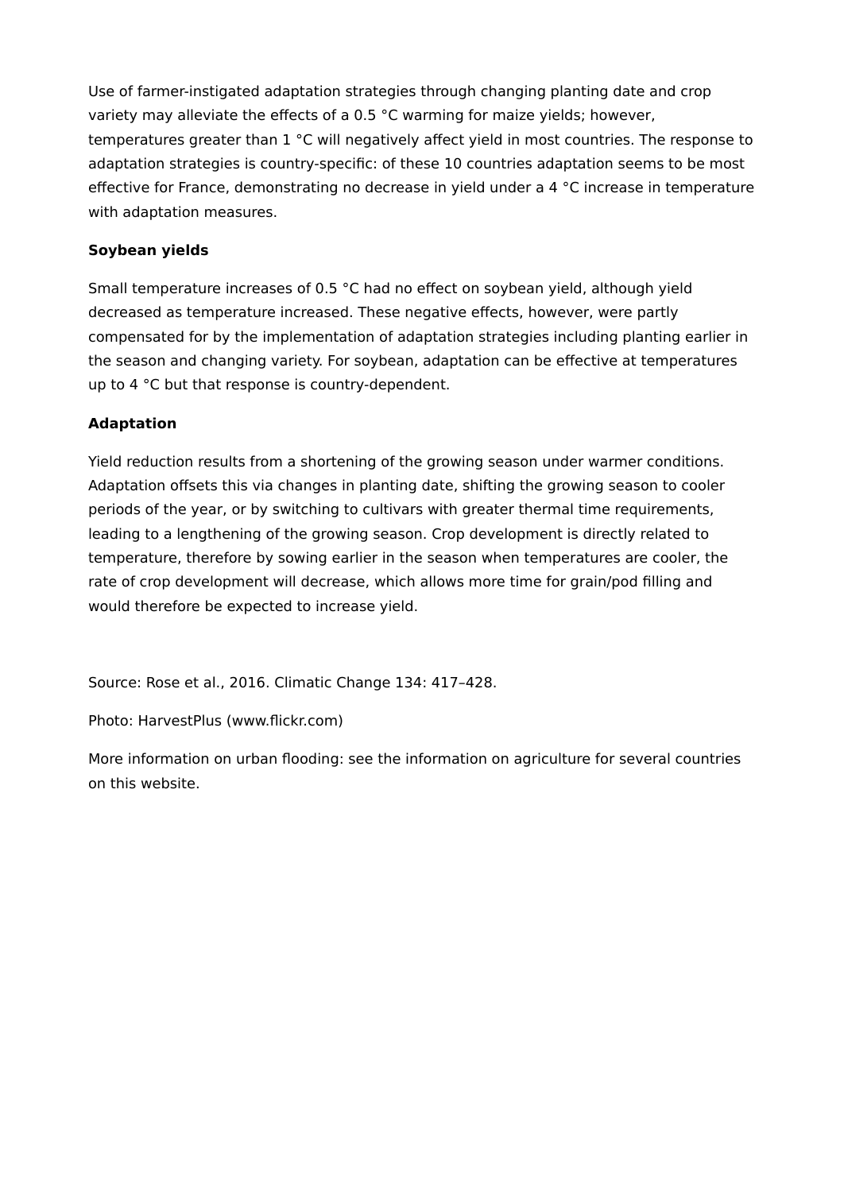Use of farmer-instigated adaptation strategies through changing planting date and crop variety may alleviate the effects of a 0.5 °C warming for maize yields; however, temperatures greater than 1 °C will negatively affect yield in most countries. The response to adaptation strategies is country-specific: of these 10 countries adaptation seems to be most effective for France, demonstrating no decrease in yield under a 4 °C increase in temperature with adaptation measures.

**Soybean yields**

Small temperature increases of 0.5 °C had no effect on soybean yield, although yield decreased as temperature increased. These negative effects, however, were partly compensated for by the implementation of adaptation strategies including planting earlier in the season and changing variety. For soybean, adaptation can be effective at temperatures up to 4 °C but that response is country-dependent.

**Adaptation**

Yield reduction results from a shortening of the growing season under warmer conditions. Adaptation offsets this via changes in planting date, shifting the growing season to cooler periods of the year, or by switching to cultivars with greater thermal time requirements, leading to a lengthening of the growing season. Crop development is directly related to temperature, therefore by sowing earlier in the season when temperatures are cooler, the rate of crop development will decrease, which allows more time for grain/pod filling and would therefore be expected to increase yield.

Source: Rose et al., 2016. Climatic Change 134: 417–428.

Photo: HarvestPlus (www.flickr.com)

More information on urban flooding: see the information on agriculture for several countries on this website.